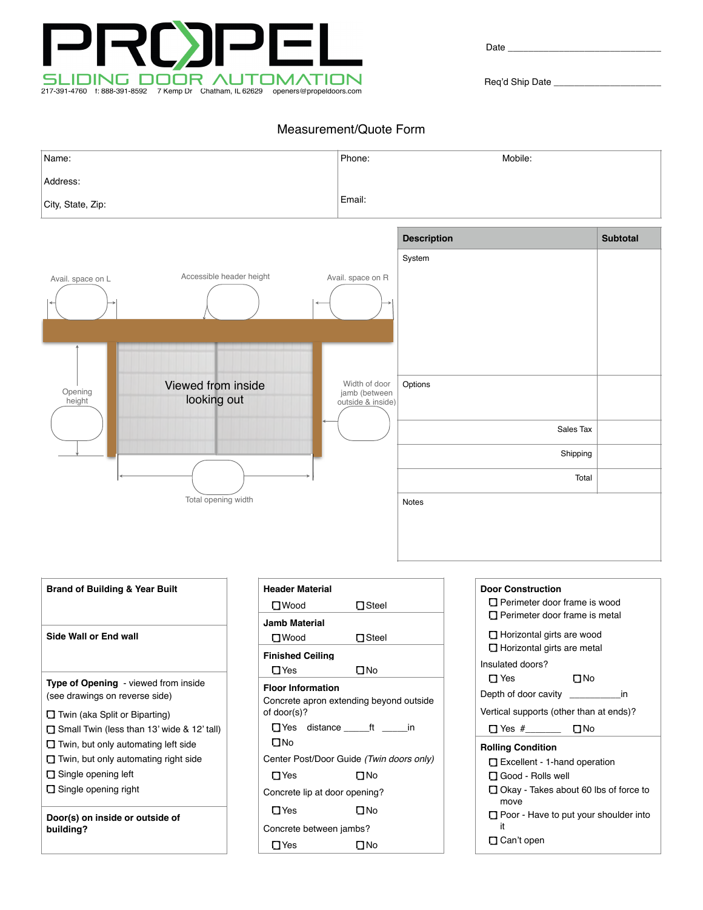# PROPEL

SLIDING DOOR AUTOMATION

217-391-4760 f: 888-391-8592 7 Kemp Dr Chatham, IL 62629 openers@propeldoors.com

Date ______________________________

Req'd Ship Date ______________________

## Measurement/Quote Form

| Name: | Phone: | Mobile: |
|---|---|---|
| Address: | Email: | |
| City, State, Zip: | | |

Avail. space on L

Accessible header height

Avail. space on R

Opening height

Viewed from inside looking out

Width of door jamb (between outside & inside)

Total opening width

| Description | Subtotal |
|---|---|
| System | |
| Options | |
| Sales Tax | |
| Shipping | |
| Total | |
| Notes | |

**Brand of Building & Year Built**

**Side Wall or End wall**

**Type of Opening** - viewed from inside (see drawings on reverse side)

- ☐ Twin (aka Split or Biparting)
- ☐ Small Twin (less than 13' wide & 12' tall)
- ☐ Twin, but only automating left side
- ☐ Twin, but only automating right side
- ☐ Single opening left
- ☐ Single opening right

**Door(s) on inside or outside of building?**

**Header Material**

☐ Wood ☐ Steel

**Jamb Material**

☐ Wood ☐ Steel

**Finished Ceiling**

☐ Yes ☐ No

**Floor Information**

Concrete apron extending beyond outside of door(s)?

☐ Yes distance _____ft _____in

☐ No

Center Post/Door Guide *(Twin doors only)*

☐ Yes ☐ No

Concrete lip at door opening?

☐ Yes ☐ No

Concrete between jambs?

☐ Yes ☐ No

**Door Construction**

- ☐ Perimeter door frame is wood
- ☐ Perimeter door frame is metal
- ☐ Horizontal girts are wood
- ☐ Horizontal girts are metal

Insulated doors?

☐ Yes ☐ No

Depth of door cavity __________in

Vertical supports (other than at ends)?

☐ Yes #________ ☐ No

**Rolling Condition**

- ☐ Excellent - 1-hand operation
- ☐ Good - Rolls well
- ☐ Okay - Takes about 60 lbs of force to move
- ☐ Poor - Have to put your shoulder into it
- ☐ Can't open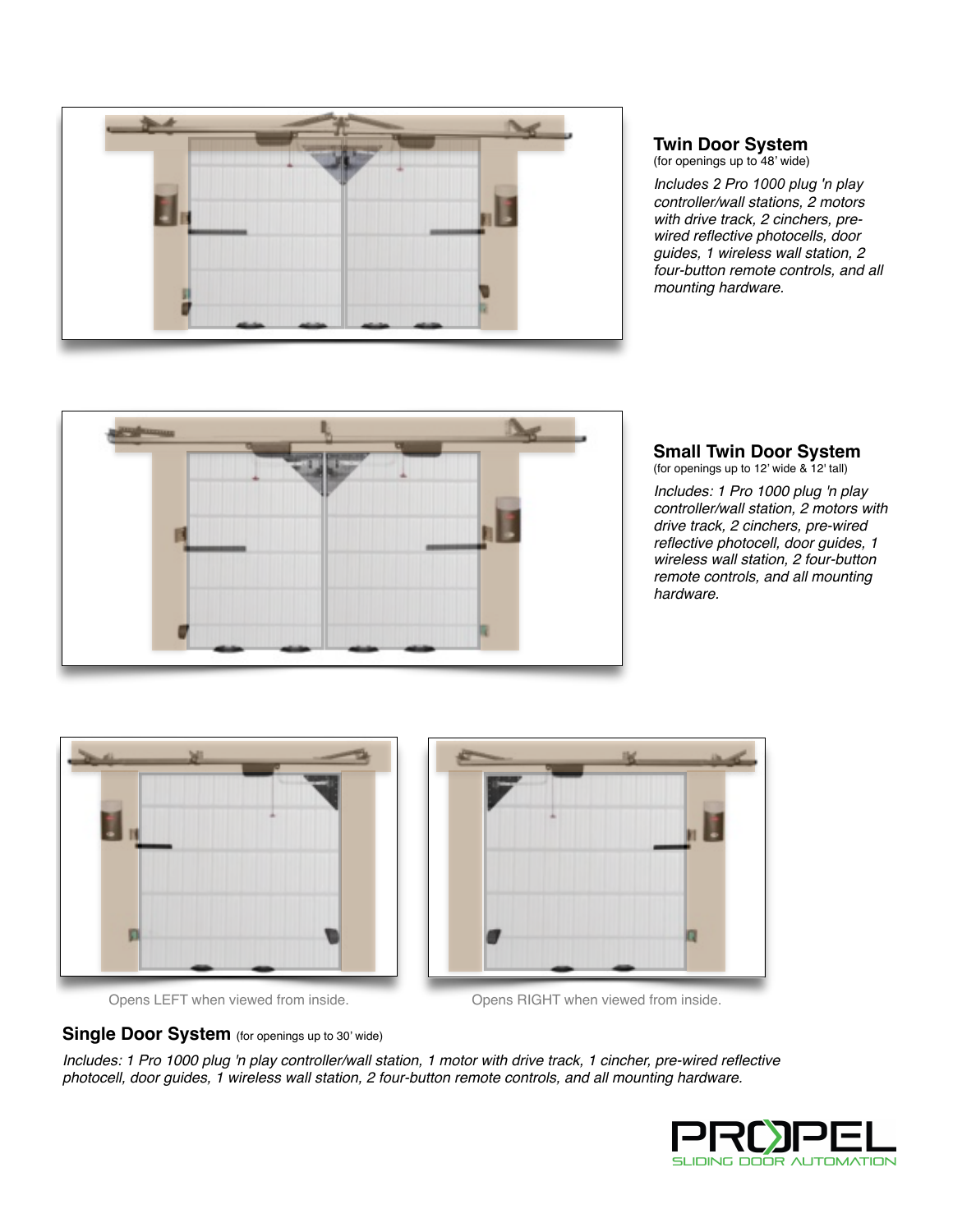## Twin Door System

(for openings up to 48' wide)

*Includes 2 Pro 1000 plug 'n play controller/wall stations, 2 motors with drive track, 2 cinchers, pre-wired reflective photocells, door guides, 1 wireless wall station, 2 four-button remote controls, and all mounting hardware.*

## Small Twin Door System

(for openings up to 12' wide & 12' tall)

*Includes: 1 Pro 1000 plug 'n play controller/wall station, 2 motors with drive track, 2 cinchers, pre-wired reflective photocell, door guides, 1 wireless wall station, 2 four-button remote controls, and all mounting hardware.*

Opens LEFT when viewed from inside.

Opens RIGHT when viewed from inside.

## Single Door System (for openings up to 30' wide)

*Includes: 1 Pro 1000 plug 'n play controller/wall station, 1 motor with drive track, 1 cincher, pre-wired reflective photocell, door guides, 1 wireless wall station, 2 four-button remote controls, and all mounting hardware.*

PROPEL
SLIDING DOOR AUTOMATION